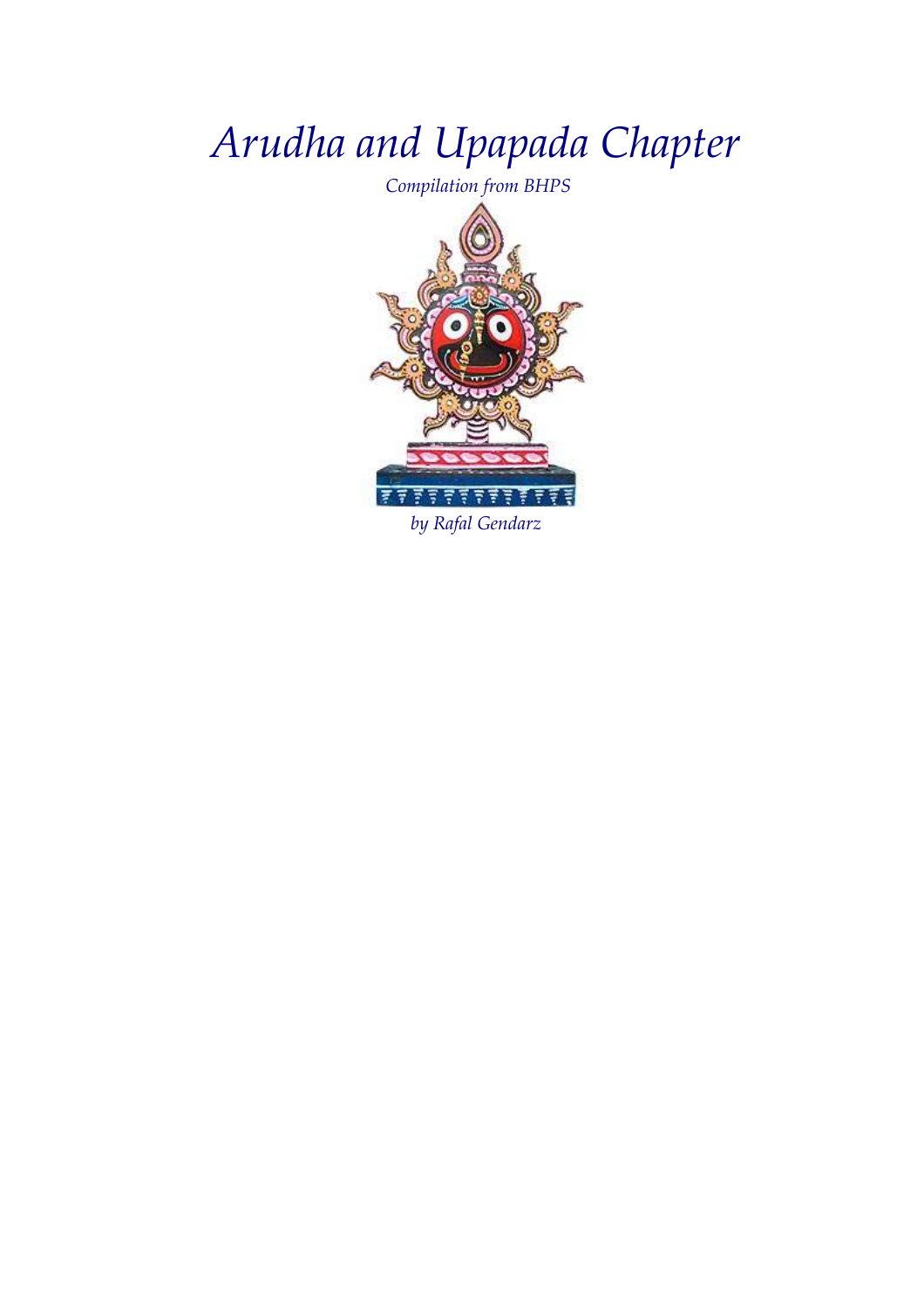# *Arudha and Upapada Chapter*

*Compilation from BHPS*

*by Rafal Gendarz*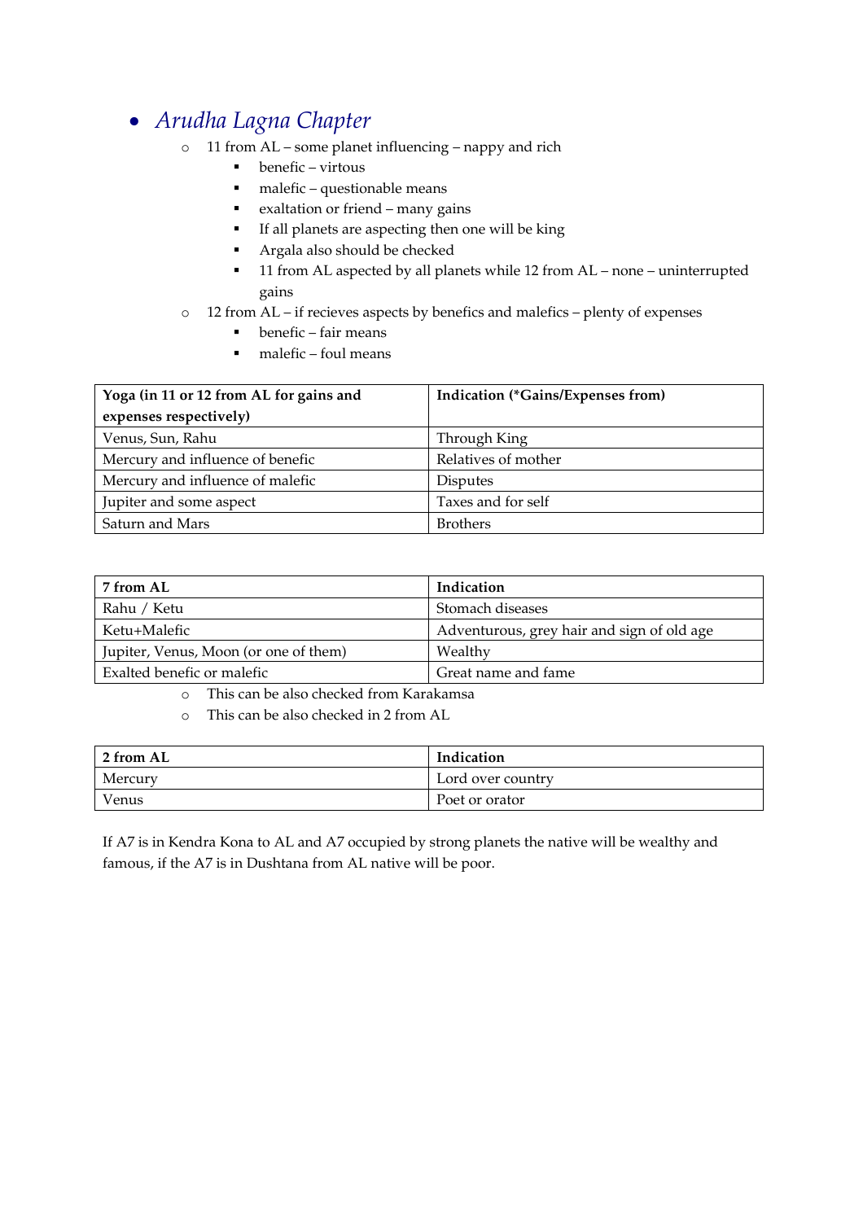- *Arudha Lagna Chapter*
  - 11 from AL – some planet influencing – nappy and rich
    - benefic – virtous
    - malefic – questionable means
    - exaltation or friend – many gains
    - If all planets are aspecting then one will be king
    - Argala also should be checked
    - 11 from AL aspected by all planets while 12 from AL – none – uninterrupted gains
  - 12 from AL – if recieves aspects by benefics and malefics – plenty of expenses
    - benefic – fair means
    - malefic – foul means

| Yoga (in 11 or 12 from AL for gains and expenses respectively) | Indication (*Gains/Expenses from) |
|---|---|
| Venus, Sun, Rahu | Through King |
| Mercury and influence of benefic | Relatives of mother |
| Mercury and influence of malefic | Disputes |
| Jupiter and some aspect | Taxes and for self |
| Saturn and Mars | Brothers |

| 7 from AL | Indication |
|---|---|
| Rahu / Ketu | Stomach diseases |
| Ketu+Malefic | Adventurous, grey hair and sign of old age |
| Jupiter, Venus, Moon (or one of them) | Wealthy |
| Exalted benefic or malefic | Great name and fame |

- This can be also checked from Karakamsa
- This can be also checked in 2 from AL

| 2 from AL | Indication |
|---|---|
| Mercury | Lord over country |
| Venus | Poet or orator |

If A7 is in Kendra Kona to AL and A7 occupied by strong planets the native will be wealthy and famous, if the A7 is in Dushtana from AL native will be poor.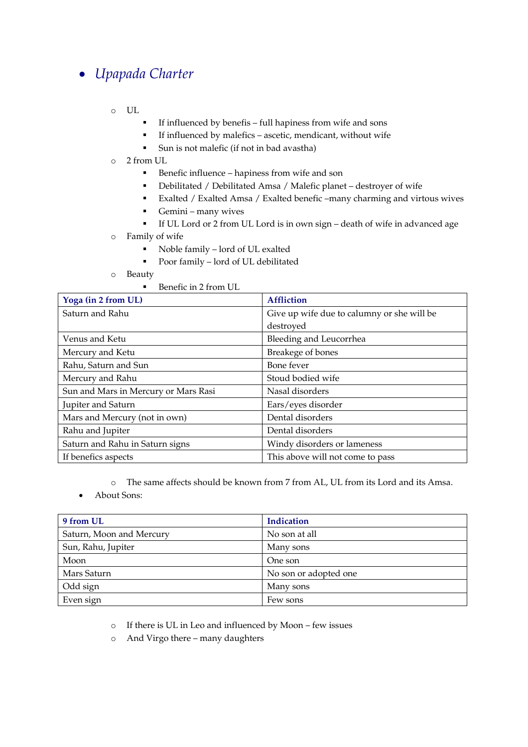- *Upapada Charter*
  - UL
    - If influenced by benefis – full hapiness from wife and sons
    - If influenced by malefics – ascetic, mendicant, without wife
    - Sun is not malefic (if not in bad avastha)
  - 2 from UL
    - Benefic influence – hapiness from wife and son
    - Debilitated / Debilitated Amsa / Malefic planet – destroyer of wife
    - Exalted / Exalted Amsa / Exalted benefic –many charming and virtous wives
    - Gemini – many wives
    - If UL Lord or 2 from UL Lord is in own sign – death of wife in advanced age
  - Family of wife
    - Noble family – lord of UL exalted
    - Poor family – lord of UL debilitated
  - Beauty
    - Benefic in 2 from UL

| Yoga (in 2 from UL) | Affliction |
|---|---|
| Saturn and Rahu | Give up wife due to calumny or she will be destroyed |
| Venus and Ketu | Bleeding and Leucorrhea |
| Mercury and Ketu | Breakege of bones |
| Rahu, Saturn and Sun | Bone fever |
| Mercury and Rahu | Stoud bodied wife |
| Sun and Mars in Mercury or Mars Rasi | Nasal disorders |
| Jupiter and Saturn | Ears/eyes disorder |
| Mars and Mercury (not in own) | Dental disorders |
| Rahu and Jupiter | Dental disorders |
| Saturn and Rahu in Saturn signs | Windy disorders or lameness |
| If benefics aspects | This above will not come to pass |

  - The same affects should be known from 7 from AL, UL from its Lord and its Amsa.
- About Sons:

| 9 from UL | Indication |
|---|---|
| Saturn, Moon and Mercury | No son at all |
| Sun, Rahu, Jupiter | Many sons |
| Moon | One son |
| Mars Saturn | No son or adopted one |
| Odd sign | Many sons |
| Even sign | Few sons |

  - If there is UL in Leo and influenced by Moon – few issues
  - And Virgo there – many daughters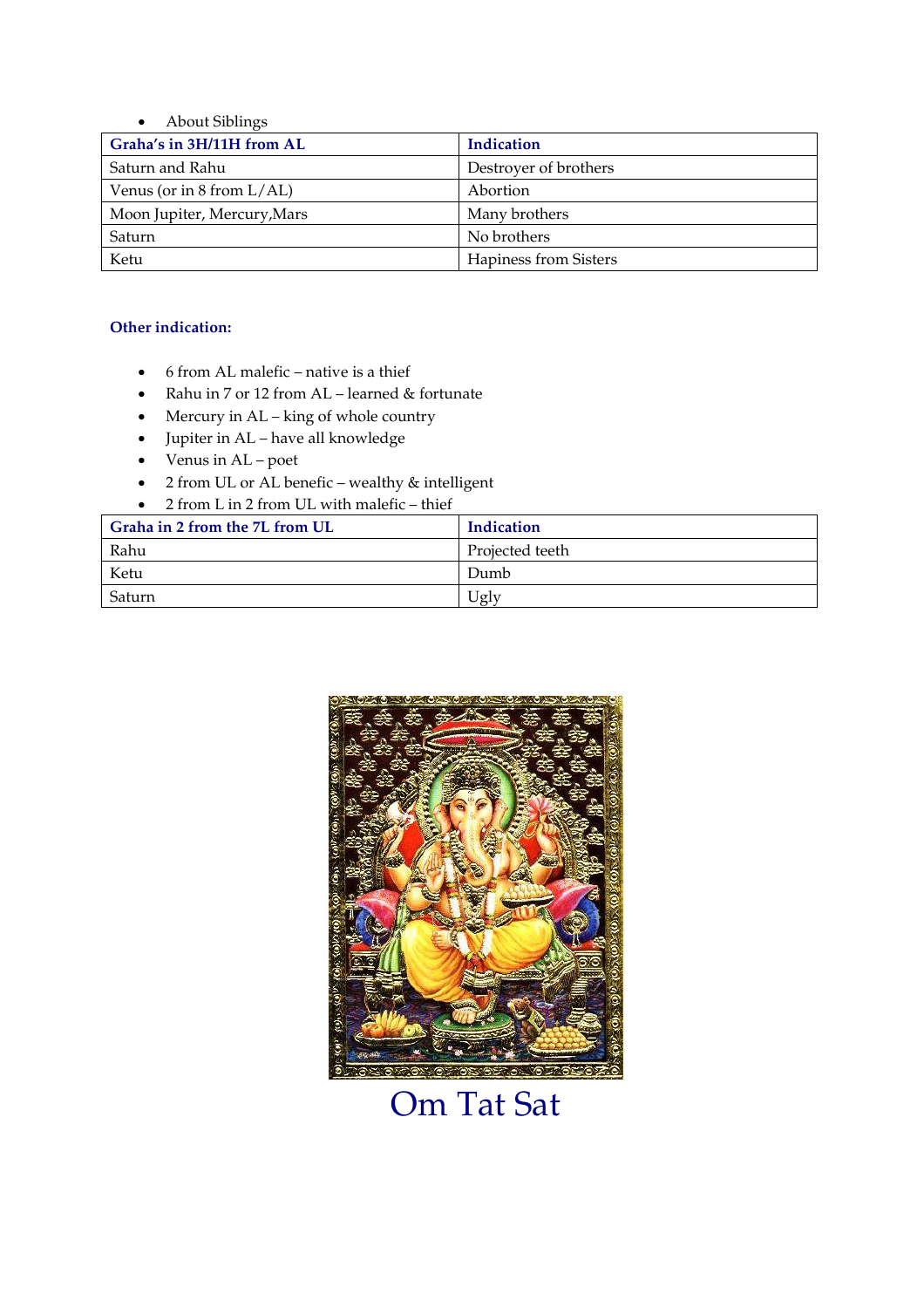- About Siblings

| Graha's in 3H/11H from AL | Indication |
|---|---|
| Saturn and Rahu | Destroyer of brothers |
| Venus (or in 8 from L/AL) | Abortion |
| Moon Jupiter, Mercury,Mars | Many brothers |
| Saturn | No brothers |
| Ketu | Hapiness from Sisters |

**Other indication:**

- 6 from AL malefic – native is a thief
- Rahu in 7 or 12 from AL – learned & fortunate
- Mercury in AL – king of whole country
- Jupiter in AL – have all knowledge
- Venus in AL – poet
- 2 from UL or AL benefic – wealthy & intelligent
- 2 from L in 2 from UL with malefic – thief

| Graha in 2 from the 7L from UL | Indication |
|---|---|
| Rahu | Projected teeth |
| Ketu | Dumb |
| Saturn | Ugly |

Om Tat Sat